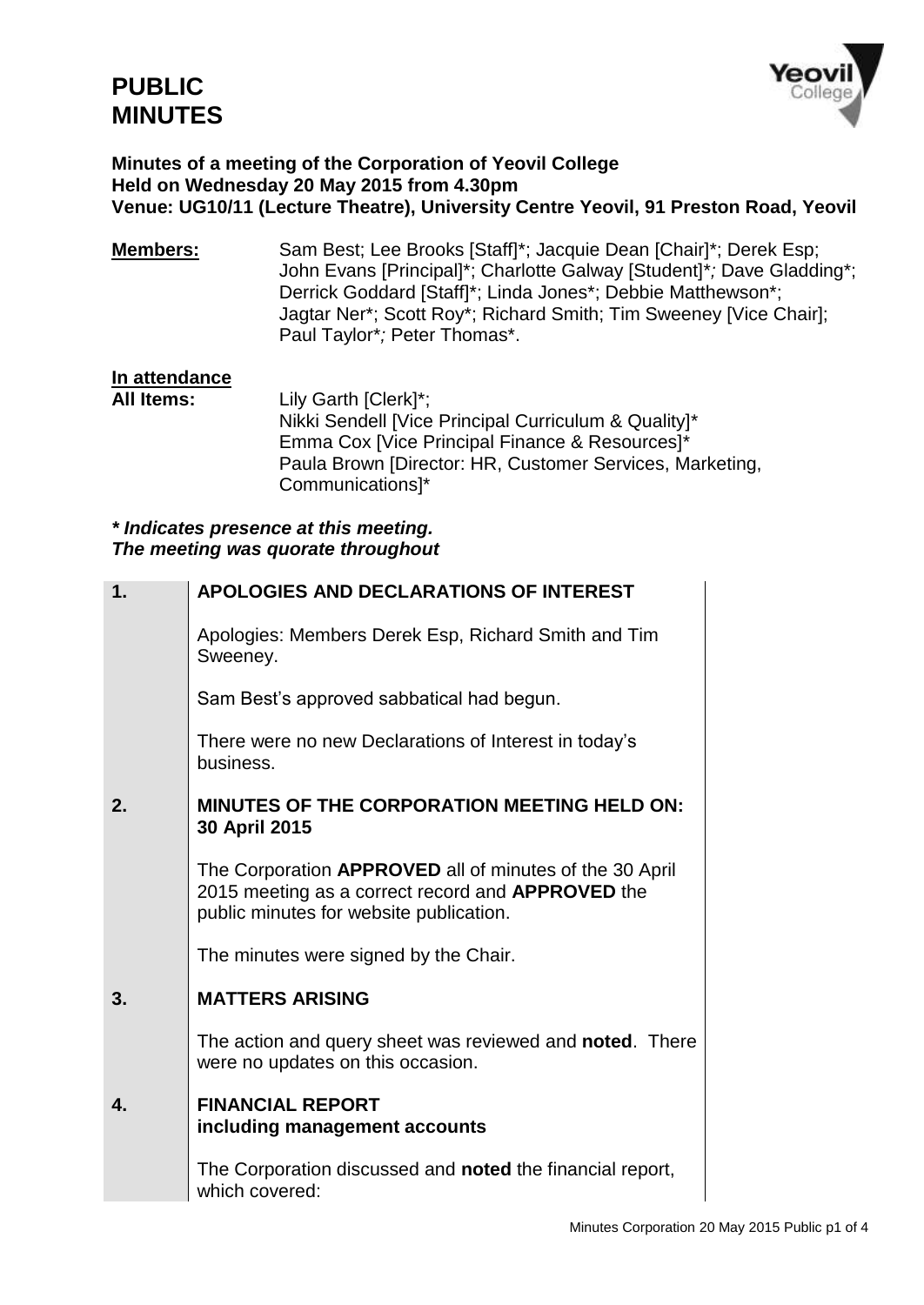# PUBLIC MINUTES

**Minutes of a meeting of the Corporation of Yeovil College**
**Held on Wednesday 20 May 2015 from 4.30pm**
**Venue: UG10/11 (Lecture Theatre), University Centre Yeovil, 91 Preston Road, Yeovil**

**Members:** Sam Best; Lee Brooks [Staff]*; Jacquie Dean [Chair]*; Derek Esp; John Evans [Principal]*; Charlotte Galway [Student]*; Dave Gladding*; Derrick Goddard [Staff]*; Linda Jones*; Debbie Matthewson*; Jagtar Ner*; Scott Roy*; Richard Smith; Tim Sweeney [Vice Chair]; Paul Taylor*; Peter Thomas*.

**In attendance**

**All Items:** Lily Garth [Clerk]*;
Nikki Sendell [Vice Principal Curriculum & Quality]*
Emma Cox [Vice Principal Finance & Resources]*
Paula Brown [Director: HR, Customer Services, Marketing, Communications]*

***\* Indicates presence at this meeting.***
***The meeting was quorate throughout***

**1. APOLOGIES AND DECLARATIONS OF INTEREST**

Apologies: Members Derek Esp, Richard Smith and Tim Sweeney.

Sam Best's approved sabbatical had begun.

There were no new Declarations of Interest in today's business.

**2. MINUTES OF THE CORPORATION MEETING HELD ON: 30 April 2015**

The Corporation **APPROVED** all of minutes of the 30 April 2015 meeting as a correct record and **APPROVED** the public minutes for website publication.

The minutes were signed by the Chair.

**3. MATTERS ARISING**

The action and query sheet was reviewed and **noted**. There were no updates on this occasion.

**4. FINANCIAL REPORT including management accounts**

The Corporation discussed and **noted** the financial report, which covered: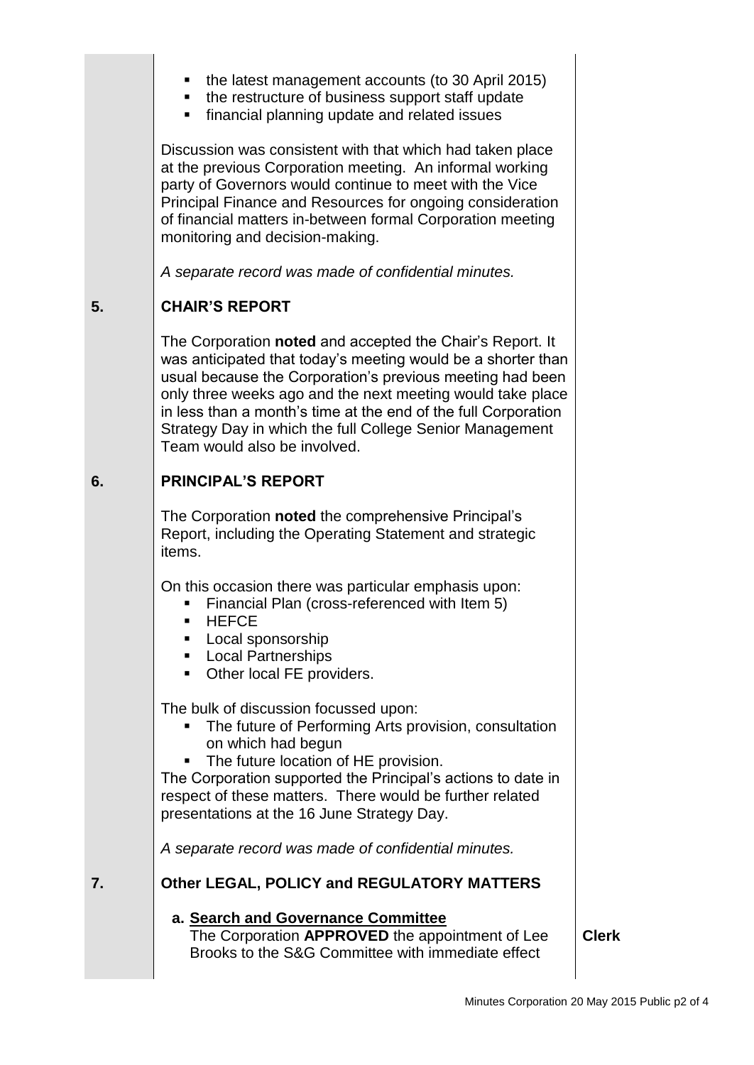- the latest management accounts (to 30 April 2015)
- the restructure of business support staff update
- financial planning update and related issues

Discussion was consistent with that which had taken place at the previous Corporation meeting. An informal working party of Governors would continue to meet with the Vice Principal Finance and Resources for ongoing consideration of financial matters in-between formal Corporation meeting monitoring and decision-making.

*A separate record was made of confidential minutes.*

## 5. CHAIR'S REPORT

The Corporation **noted** and accepted the Chair's Report. It was anticipated that today's meeting would be a shorter than usual because the Corporation's previous meeting had been only three weeks ago and the next meeting would take place in less than a month's time at the end of the full Corporation Strategy Day in which the full College Senior Management Team would also be involved.

## 6. PRINCIPAL'S REPORT

The Corporation **noted** the comprehensive Principal's Report, including the Operating Statement and strategic items.

On this occasion there was particular emphasis upon:

- Financial Plan (cross-referenced with Item 5)
- HEFCE
- Local sponsorship
- Local Partnerships
- Other local FE providers.

The bulk of discussion focussed upon:

- The future of Performing Arts provision, consultation on which had begun
- The future location of HE provision.

The Corporation supported the Principal's actions to date in respect of these matters. There would be further related presentations at the 16 June Strategy Day.

*A separate record was made of confidential minutes.*

## 7. Other LEGAL, POLICY and REGULATORY MATTERS

**a. Search and Governance Committee**

The Corporation **APPROVED** the appointment of Lee Brooks to the S&G Committee with immediate effect — **Clerk**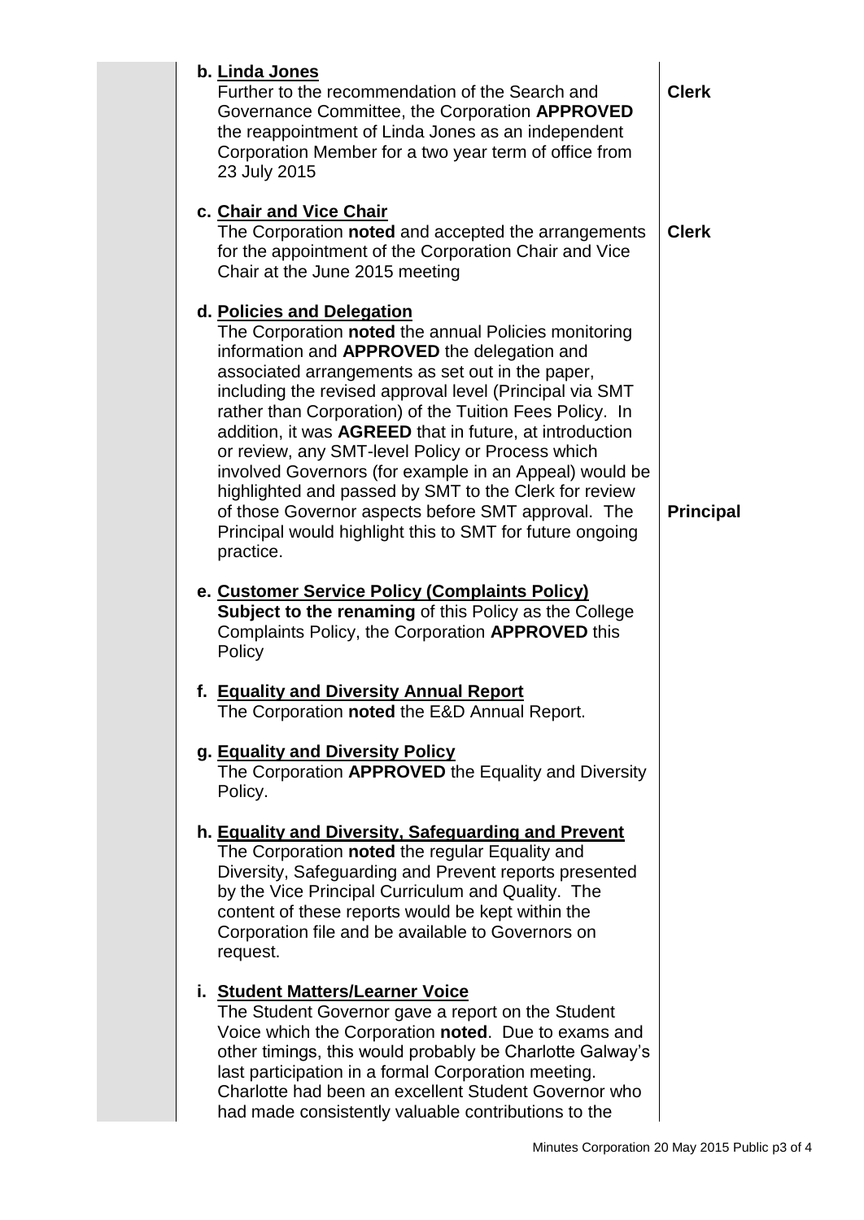| | | |
|---|---|---|
| | **b. Linda Jones**<br>Further to the recommendation of the Search and Governance Committee, the Corporation **APPROVED** the reappointment of Linda Jones as an independent Corporation Member for a two year term of office from 23 July 2015 | **Clerk** |
| | **c. Chair and Vice Chair**<br>The Corporation **noted** and accepted the arrangements for the appointment of the Corporation Chair and Vice Chair at the June 2015 meeting | **Clerk** |
| | **d. Policies and Delegation**<br>The Corporation **noted** the annual Policies monitoring information and **APPROVED** the delegation and associated arrangements as set out in the paper, including the revised approval level (Principal via SMT rather than Corporation) of the Tuition Fees Policy. In addition, it was **AGREED** that in future, at introduction or review, any SMT-level Policy or Process which involved Governors (for example in an Appeal) would be highlighted and passed by SMT to the Clerk for review of those Governor aspects before SMT approval. The Principal would highlight this to SMT for future ongoing practice. | **Principal** |
| | **e. Customer Service Policy (Complaints Policy)**<br>**Subject to the renaming** of this Policy as the College Complaints Policy, the Corporation **APPROVED** this Policy | |
| | **f. Equality and Diversity Annual Report**<br>The Corporation **noted** the E&D Annual Report. | |
| | **g. Equality and Diversity Policy**<br>The Corporation **APPROVED** the Equality and Diversity Policy. | |
| | **h. Equality and Diversity, Safeguarding and Prevent**<br>The Corporation **noted** the regular Equality and Diversity, Safeguarding and Prevent reports presented by the Vice Principal Curriculum and Quality. The content of these reports would be kept within the Corporation file and be available to Governors on request. | |
| | **i. Student Matters/Learner Voice**<br>The Student Governor gave a report on the Student Voice which the Corporation **noted**. Due to exams and other timings, this would probably be Charlotte Galway's last participation in a formal Corporation meeting. Charlotte had been an excellent Student Governor who had made consistently valuable contributions to the | |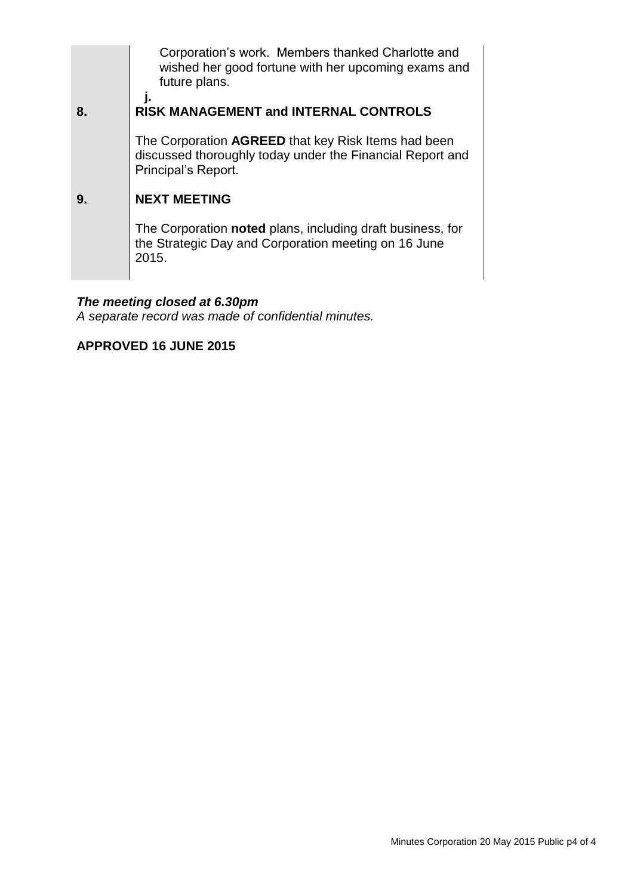| | |
|---|---|
| | Corporation's work. Members thanked Charlotte and wished her good fortune with her upcoming exams and future plans. |
| | **j.** |
| **8.** | **RISK MANAGEMENT and INTERNAL CONTROLS** |
| | The Corporation **AGREED** that key Risk Items had been discussed thoroughly today under the Financial Report and Principal's Report. |
| **9.** | **NEXT MEETING** |
| | The Corporation **noted** plans, including draft business, for the Strategic Day and Corporation meeting on 16 June 2015. |

***The meeting closed at 6.30pm***

*A separate record was made of confidential minutes.*

**APPROVED 16 JUNE 2015**